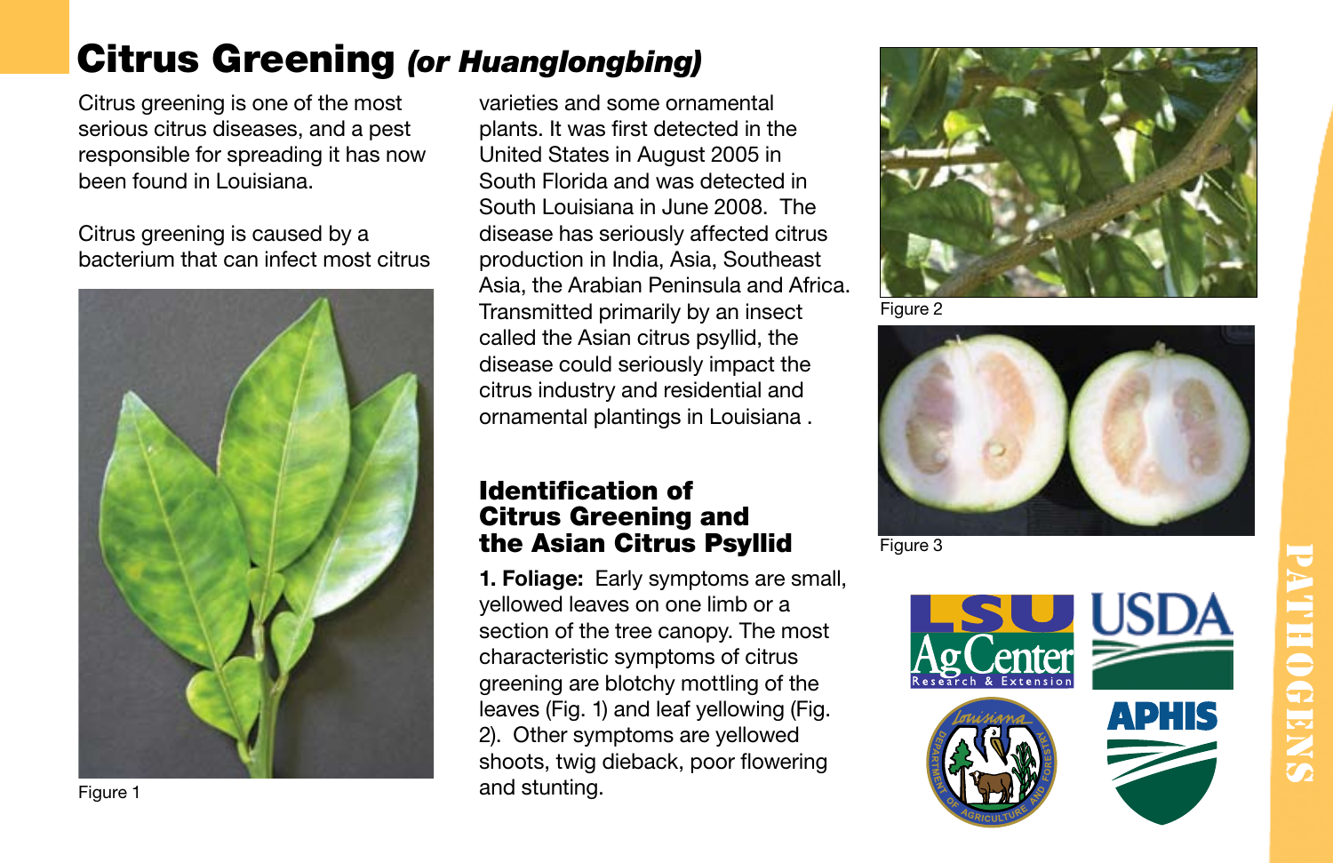# Citrus Greening *(or Huanglongbing)*

Citrus greening is one of the most serious citrus diseases, and a pest responsible for spreading it has now been found in Louisiana.

Citrus greening is caused by a bacterium that can infect most citrus varieties and some ornamental plants. It was first detected in the United States in August 2005 in South Florida and was detected in South Louisiana in June 2008. The disease has seriously affected citrus production in India, Asia, Southeast Asia, the Arabian Peninsula and Africa. Transmitted primarily by an insect called the Asian citrus psyllid, the disease could seriously impact the citrus industry and residential and ornamental plantings in Louisiana .

Figure 1

## Identification of Citrus Greening and the Asian Citrus Psyllid

**1. Foliage:** Early symptoms are small, yellowed leaves on one limb or a section of the tree canopy. The most characteristic symptoms of citrus greening are blotchy mottling of the leaves (Fig. 1) and leaf yellowing (Fig. 2). Other symptoms are yellowed shoots, twig dieback, poor flowering and stunting.

Figure 2

Figure 3

PATHOGENS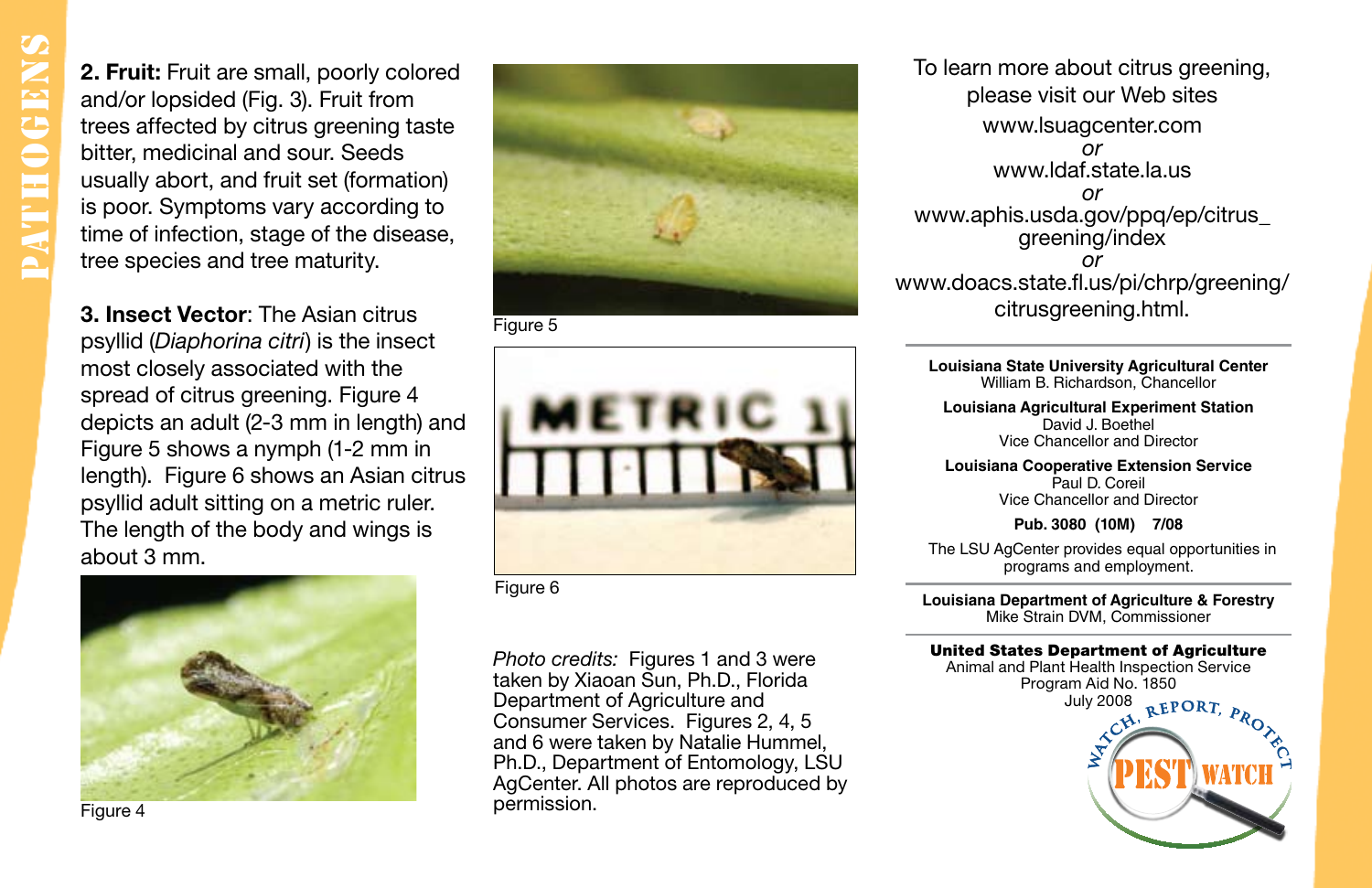**2. Fruit:** Fruit are small, poorly colored and/or lopsided (Fig. 3). Fruit from trees affected by citrus greening taste bitter, medicinal and sour. Seeds usually abort, and fruit set (formation) is poor. Symptoms vary according to time of infection, stage of the disease, tree species and tree maturity.

**3. Insect Vector**: The Asian citrus psyllid (*Diaphorina citri*) is the insect most closely associated with the spread of citrus greening. Figure 4 depicts an adult (2-3 mm in length) and Figure 5 shows a nymph (1-2 mm in length). Figure 6 shows an Asian citrus psyllid adult sitting on a metric ruler. The length of the body and wings is about 3 mm.

Figure 4

Figure 5

Figure 6

*Photo credits:* Figures 1 and 3 were taken by Xiaoan Sun, Ph.D., Florida Department of Agriculture and Consumer Services. Figures 2, 4, 5 and 6 were taken by Natalie Hummel, Ph.D., Department of Entomology, LSU AgCenter. All photos are reproduced by permission.

To learn more about citrus greening, please visit our Web sites
www.lsuagcenter.com
*or*
www.ldaf.state.la.us
*or*
www.aphis.usda.gov/ppq/ep/citrus_greening/index
*or*
www.doacs.state.fl.us/pi/chrp/greening/citrusgreening.html.

**Louisiana State University Agricultural Center**
William B. Richardson, Chancellor

**Louisiana Agricultural Experiment Station**
David J. Boethel
Vice Chancellor and Director

**Louisiana Cooperative Extension Service**
Paul D. Coreil
Vice Chancellor and Director

**Pub. 3080 (10M) 7/08**

The LSU AgCenter provides equal opportunities in programs and employment.

**Louisiana Department of Agriculture & Forestry**
Mike Strain DVM, Commissioner

**United States Department of Agriculture**
Animal and Plant Health Inspection Service
Program Aid No. 1850
July 2008

WATCH, REPORT, PROTECT
PEST WATCH